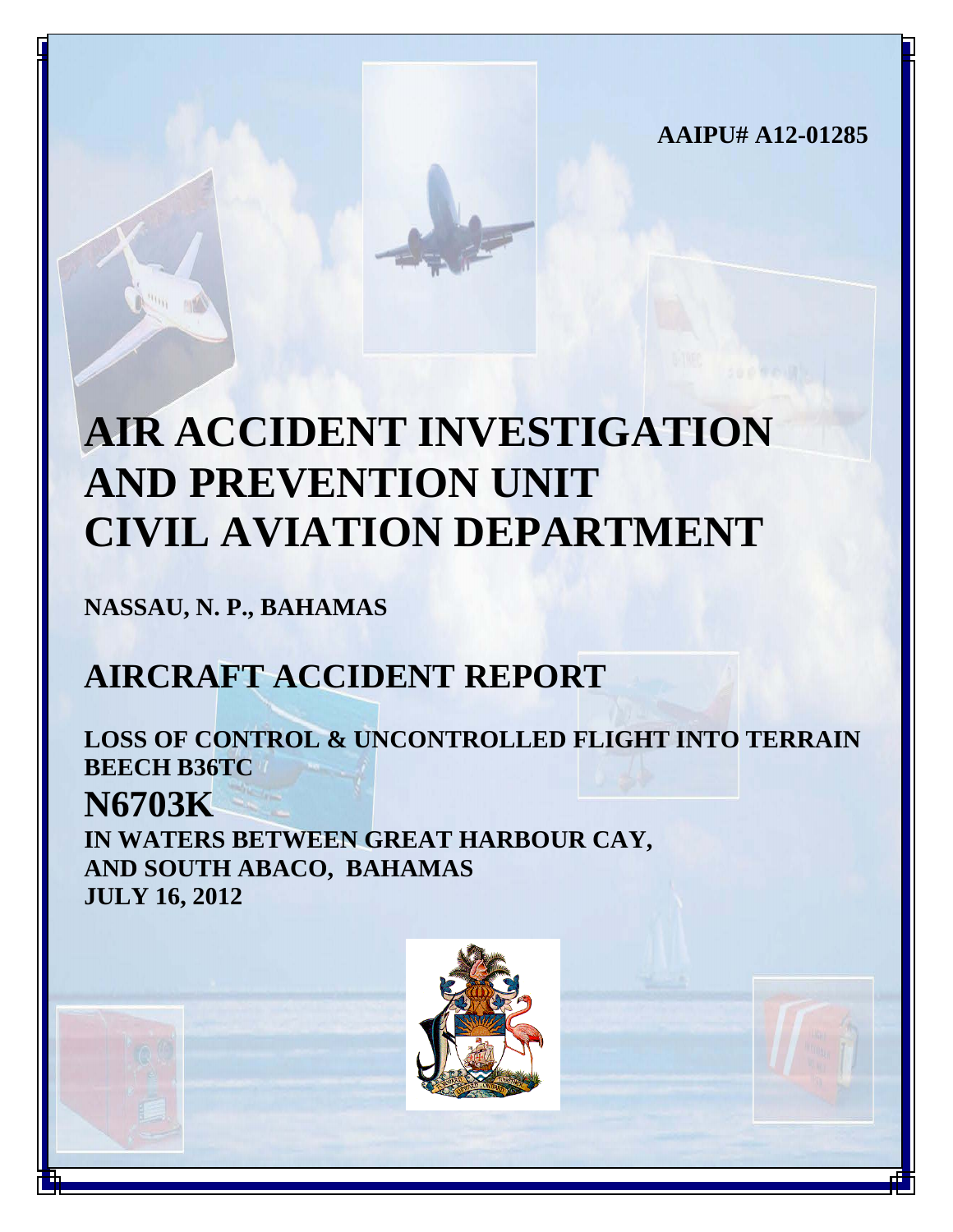**AAIPU# A12-01285**

# AIR ACCIDENT INVESTIGATION AND PREVENTION UNIT CIVIL AVIATION DEPARTMENT

**NASSAU, N. P., BAHAMAS**

## AIRCRAFT ACCIDENT REPORT

**LOSS OF CONTROL & UNCONTROLLED FLIGHT INTO TERRAIN**
**BEECH B36TC**

## N6703K

**IN WATERS BETWEEN GREAT HARBOUR CAY, AND SOUTH ABACO, BAHAMAS**
**JULY 16, 2012**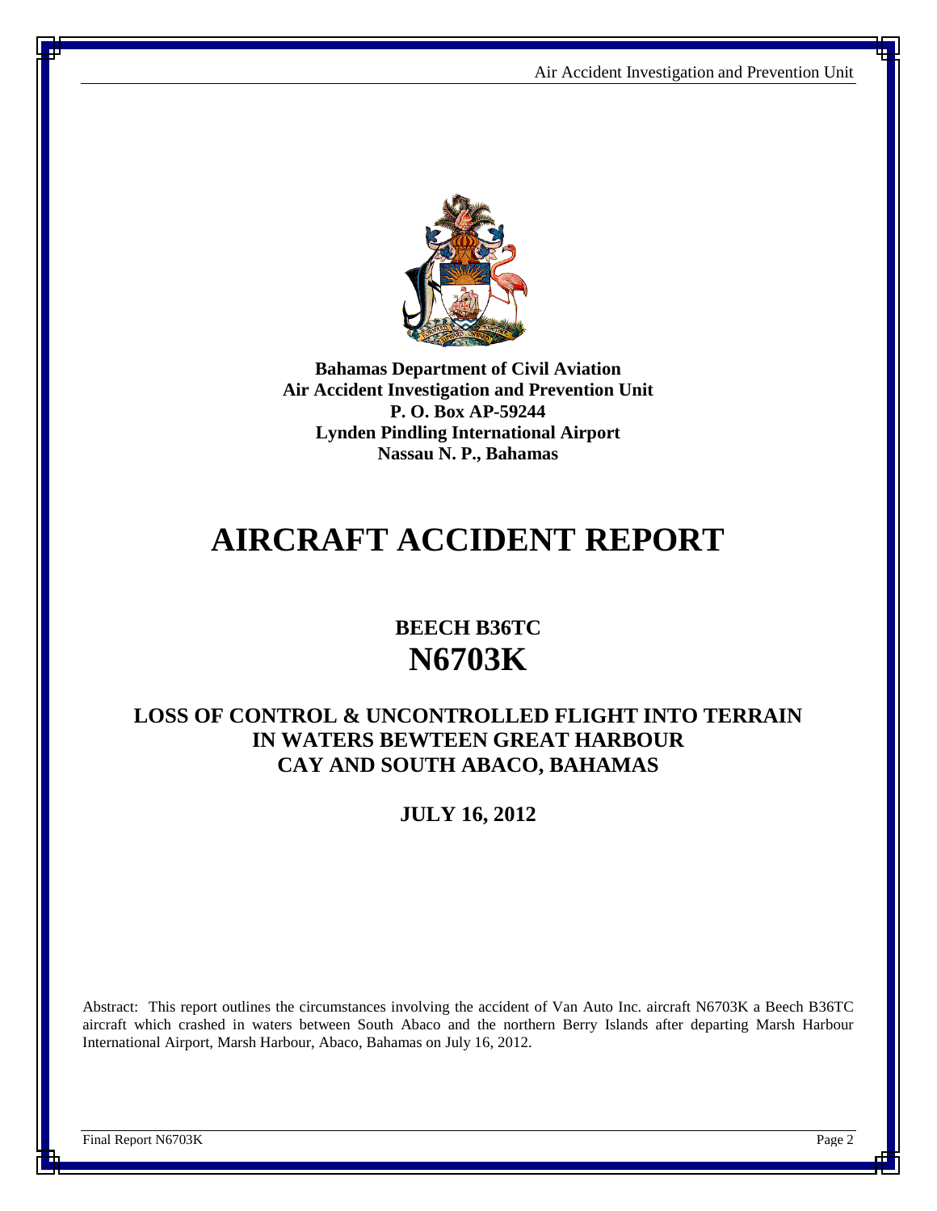**Bahamas Department of Civil Aviation**
**Air Accident Investigation and Prevention Unit**
**P. O. Box AP-59244**
**Lynden Pindling International Airport**
**Nassau N. P., Bahamas**

# AIRCRAFT ACCIDENT REPORT

## BEECH B36TC
## N6703K

## LOSS OF CONTROL & UNCONTROLLED FLIGHT INTO TERRAIN IN WATERS BEWTEEN GREAT HARBOUR CAY AND SOUTH ABACO, BAHAMAS

**JULY 16, 2012**

Abstract: This report outlines the circumstances involving the accident of Van Auto Inc. aircraft N6703K a Beech B36TC aircraft which crashed in waters between South Abaco and the northern Berry Islands after departing Marsh Harbour International Airport, Marsh Harbour, Abaco, Bahamas on July 16, 2012.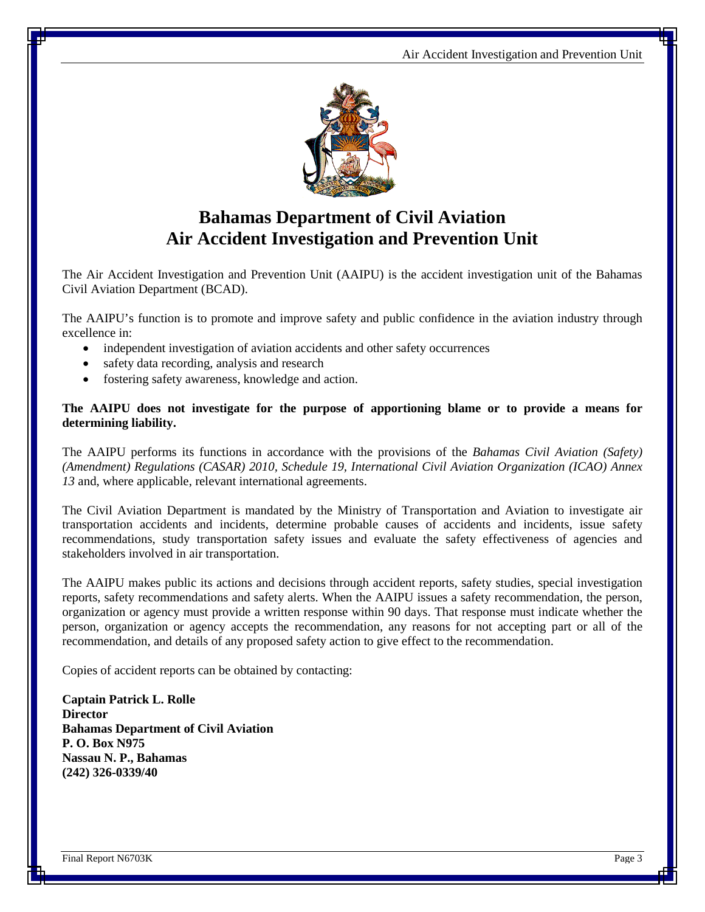# Bahamas Department of Civil Aviation
# Air Accident Investigation and Prevention Unit

The Air Accident Investigation and Prevention Unit (AAIPU) is the accident investigation unit of the Bahamas Civil Aviation Department (BCAD).

The AAIPU's function is to promote and improve safety and public confidence in the aviation industry through excellence in:

- independent investigation of aviation accidents and other safety occurrences
- safety data recording, analysis and research
- fostering safety awareness, knowledge and action.

**The AAIPU does not investigate for the purpose of apportioning blame or to provide a means for determining liability.**

The AAIPU performs its functions in accordance with the provisions of the *Bahamas Civil Aviation (Safety) (Amendment) Regulations (CASAR) 2010, Schedule 19, International Civil Aviation Organization (ICAO) Annex 13* and, where applicable, relevant international agreements.

The Civil Aviation Department is mandated by the Ministry of Transportation and Aviation to investigate air transportation accidents and incidents, determine probable causes of accidents and incidents, issue safety recommendations, study transportation safety issues and evaluate the safety effectiveness of agencies and stakeholders involved in air transportation.

The AAIPU makes public its actions and decisions through accident reports, safety studies, special investigation reports, safety recommendations and safety alerts. When the AAIPU issues a safety recommendation, the person, organization or agency must provide a written response within 90 days. That response must indicate whether the person, organization or agency accepts the recommendation, any reasons for not accepting part or all of the recommendation, and details of any proposed safety action to give effect to the recommendation.

Copies of accident reports can be obtained by contacting:

**Captain Patrick L. Rolle**
**Director**
**Bahamas Department of Civil Aviation**
**P. O. Box N975**
**Nassau N. P., Bahamas**
**(242) 326-0339/40**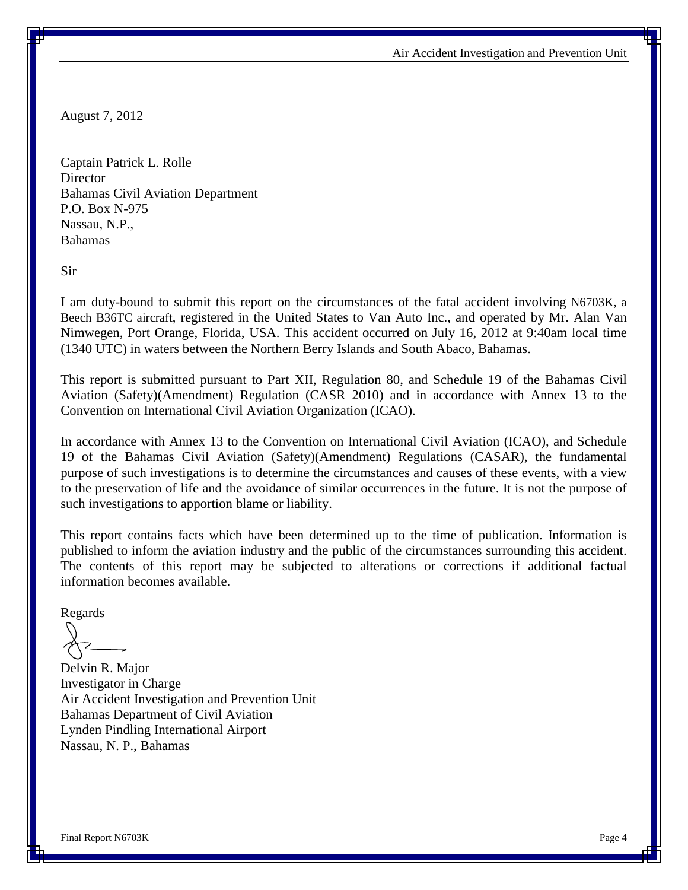August 7, 2012

Captain Patrick L. Rolle
Director
Bahamas Civil Aviation Department
P.O. Box N-975
Nassau, N.P.,
Bahamas

Sir

I am duty-bound to submit this report on the circumstances of the fatal accident involving N6703K, a Beech B36TC aircraft, registered in the United States to Van Auto Inc., and operated by Mr. Alan Van Nimwegen, Port Orange, Florida, USA. This accident occurred on July 16, 2012 at 9:40am local time (1340 UTC) in waters between the Northern Berry Islands and South Abaco, Bahamas.

This report is submitted pursuant to Part XII, Regulation 80, and Schedule 19 of the Bahamas Civil Aviation (Safety)(Amendment) Regulation (CASR 2010) and in accordance with Annex 13 to the Convention on International Civil Aviation Organization (ICAO).

In accordance with Annex 13 to the Convention on International Civil Aviation (ICAO), and Schedule 19 of the Bahamas Civil Aviation (Safety)(Amendment) Regulations (CASAR), the fundamental purpose of such investigations is to determine the circumstances and causes of these events, with a view to the preservation of life and the avoidance of similar occurrences in the future. It is not the purpose of such investigations to apportion blame or liability.

This report contains facts which have been determined up to the time of publication. Information is published to inform the aviation industry and the public of the circumstances surrounding this accident. The contents of this report may be subjected to alterations or corrections if additional factual information becomes available.

Regards

Delvin R. Major
Investigator in Charge
Air Accident Investigation and Prevention Unit
Bahamas Department of Civil Aviation
Lynden Pindling International Airport
Nassau, N. P., Bahamas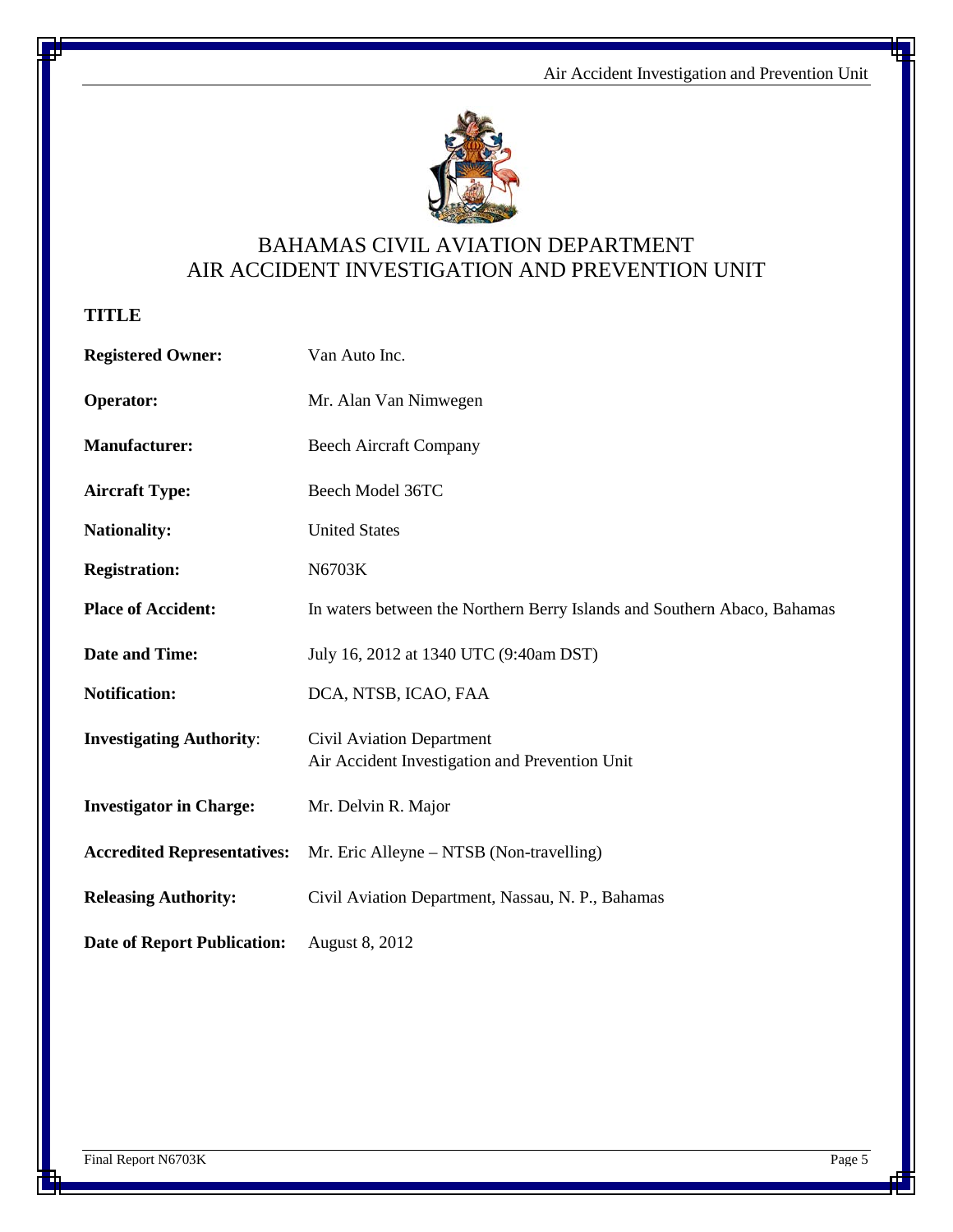# BAHAMAS CIVIL AVIATION DEPARTMENT
# AIR ACCIDENT INVESTIGATION AND PREVENTION UNIT

## TITLE

| | |
|---|---|
| **Registered Owner:** | Van Auto Inc. |
| **Operator:** | Mr. Alan Van Nimwegen |
| **Manufacturer:** | Beech Aircraft Company |
| **Aircraft Type:** | Beech Model 36TC |
| **Nationality:** | United States |
| **Registration:** | N6703K |
| **Place of Accident:** | In waters between the Northern Berry Islands and Southern Abaco, Bahamas |
| **Date and Time:** | July 16, 2012 at 1340 UTC (9:40am DST) |
| **Notification:** | DCA, NTSB, ICAO, FAA |
| **Investigating Authority**: | Civil Aviation Department<br>Air Accident Investigation and Prevention Unit |
| **Investigator in Charge:** | Mr. Delvin R. Major |
| **Accredited Representatives:** | Mr. Eric Alleyne – NTSB (Non-travelling) |
| **Releasing Authority:** | Civil Aviation Department, Nassau, N. P., Bahamas |
| **Date of Report Publication:** | August 8, 2012 |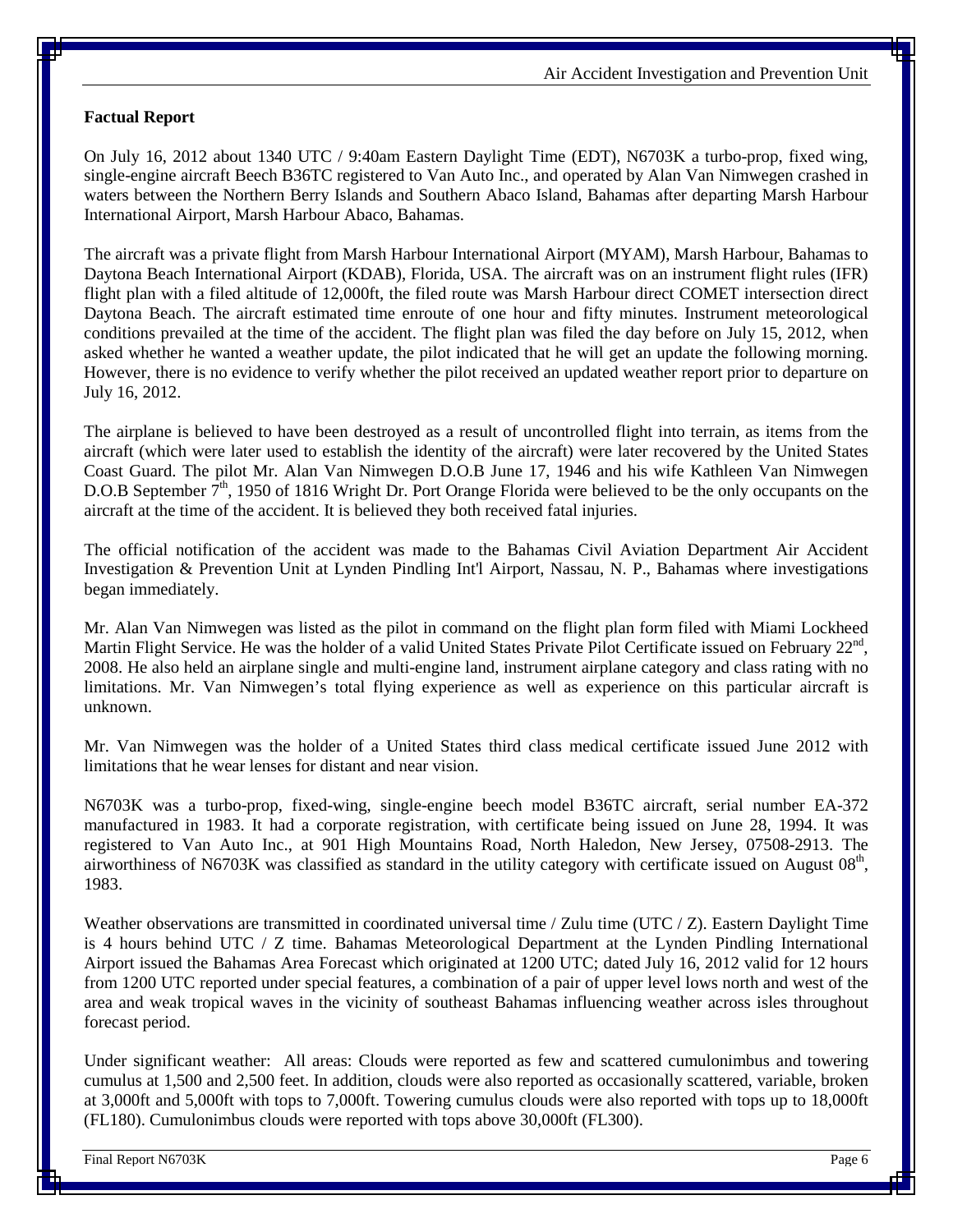**Factual Report**

On July 16, 2012 about 1340 UTC / 9:40am Eastern Daylight Time (EDT), N6703K a turbo-prop, fixed wing, single-engine aircraft Beech B36TC registered to Van Auto Inc., and operated by Alan Van Nimwegen crashed in waters between the Northern Berry Islands and Southern Abaco Island, Bahamas after departing Marsh Harbour International Airport, Marsh Harbour Abaco, Bahamas.

The aircraft was a private flight from Marsh Harbour International Airport (MYAM), Marsh Harbour, Bahamas to Daytona Beach International Airport (KDAB), Florida, USA. The aircraft was on an instrument flight rules (IFR) flight plan with a filed altitude of 12,000ft, the filed route was Marsh Harbour direct COMET intersection direct Daytona Beach. The aircraft estimated time enroute of one hour and fifty minutes. Instrument meteorological conditions prevailed at the time of the accident. The flight plan was filed the day before on July 15, 2012, when asked whether he wanted a weather update, the pilot indicated that he will get an update the following morning. However, there is no evidence to verify whether the pilot received an updated weather report prior to departure on July 16, 2012.

The airplane is believed to have been destroyed as a result of uncontrolled flight into terrain, as items from the aircraft (which were later used to establish the identity of the aircraft) were later recovered by the United States Coast Guard. The pilot Mr. Alan Van Nimwegen D.O.B June 17, 1946 and his wife Kathleen Van Nimwegen D.O.B September 7th, 1950 of 1816 Wright Dr. Port Orange Florida were believed to be the only occupants on the aircraft at the time of the accident. It is believed they both received fatal injuries.

The official notification of the accident was made to the Bahamas Civil Aviation Department Air Accident Investigation & Prevention Unit at Lynden Pindling Int'l Airport, Nassau, N. P., Bahamas where investigations began immediately.

Mr. Alan Van Nimwegen was listed as the pilot in command on the flight plan form filed with Miami Lockheed Martin Flight Service. He was the holder of a valid United States Private Pilot Certificate issued on February 22nd, 2008. He also held an airplane single and multi-engine land, instrument airplane category and class rating with no limitations. Mr. Van Nimwegen's total flying experience as well as experience on this particular aircraft is unknown.

Mr. Van Nimwegen was the holder of a United States third class medical certificate issued June 2012 with limitations that he wear lenses for distant and near vision.

N6703K was a turbo-prop, fixed-wing, single-engine beech model B36TC aircraft, serial number EA-372 manufactured in 1983. It had a corporate registration, with certificate being issued on June 28, 1994. It was registered to Van Auto Inc., at 901 High Mountains Road, North Haledon, New Jersey, 07508-2913. The airworthiness of N6703K was classified as standard in the utility category with certificate issued on August 08th, 1983.

Weather observations are transmitted in coordinated universal time / Zulu time (UTC / Z). Eastern Daylight Time is 4 hours behind UTC / Z time. Bahamas Meteorological Department at the Lynden Pindling International Airport issued the Bahamas Area Forecast which originated at 1200 UTC; dated July 16, 2012 valid for 12 hours from 1200 UTC reported under special features, a combination of a pair of upper level lows north and west of the area and weak tropical waves in the vicinity of southeast Bahamas influencing weather across isles throughout forecast period.

Under significant weather: All areas: Clouds were reported as few and scattered cumulonimbus and towering cumulus at 1,500 and 2,500 feet. In addition, clouds were also reported as occasionally scattered, variable, broken at 3,000ft and 5,000ft with tops to 7,000ft. Towering cumulus clouds were also reported with tops up to 18,000ft (FL180). Cumulonimbus clouds were reported with tops above 30,000ft (FL300).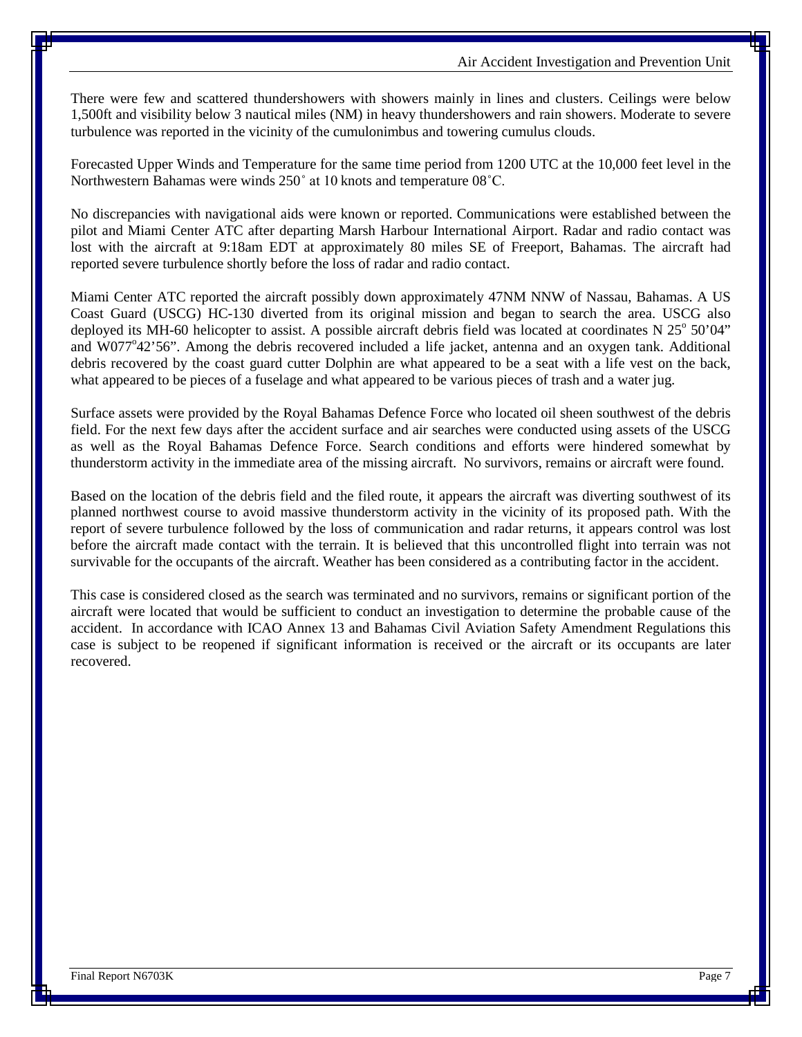There were few and scattered thundershowers with showers mainly in lines and clusters. Ceilings were below 1,500ft and visibility below 3 nautical miles (NM) in heavy thundershowers and rain showers. Moderate to severe turbulence was reported in the vicinity of the cumulonimbus and towering cumulus clouds.

Forecasted Upper Winds and Temperature for the same time period from 1200 UTC at the 10,000 feet level in the Northwestern Bahamas were winds 250˚ at 10 knots and temperature 08˚C.

No discrepancies with navigational aids were known or reported. Communications were established between the pilot and Miami Center ATC after departing Marsh Harbour International Airport. Radar and radio contact was lost with the aircraft at 9:18am EDT at approximately 80 miles SE of Freeport, Bahamas. The aircraft had reported severe turbulence shortly before the loss of radar and radio contact.

Miami Center ATC reported the aircraft possibly down approximately 47NM NNW of Nassau, Bahamas. A US Coast Guard (USCG) HC-130 diverted from its original mission and began to search the area. USCG also deployed its MH-60 helicopter to assist. A possible aircraft debris field was located at coordinates N 25° 50'04" and W077°42'56". Among the debris recovered included a life jacket, antenna and an oxygen tank. Additional debris recovered by the coast guard cutter Dolphin are what appeared to be a seat with a life vest on the back, what appeared to be pieces of a fuselage and what appeared to be various pieces of trash and a water jug.

Surface assets were provided by the Royal Bahamas Defence Force who located oil sheen southwest of the debris field. For the next few days after the accident surface and air searches were conducted using assets of the USCG as well as the Royal Bahamas Defence Force. Search conditions and efforts were hindered somewhat by thunderstorm activity in the immediate area of the missing aircraft. No survivors, remains or aircraft were found.

Based on the location of the debris field and the filed route, it appears the aircraft was diverting southwest of its planned northwest course to avoid massive thunderstorm activity in the vicinity of its proposed path. With the report of severe turbulence followed by the loss of communication and radar returns, it appears control was lost before the aircraft made contact with the terrain. It is believed that this uncontrolled flight into terrain was not survivable for the occupants of the aircraft. Weather has been considered as a contributing factor in the accident.

This case is considered closed as the search was terminated and no survivors, remains or significant portion of the aircraft were located that would be sufficient to conduct an investigation to determine the probable cause of the accident. In accordance with ICAO Annex 13 and Bahamas Civil Aviation Safety Amendment Regulations this case is subject to be reopened if significant information is received or the aircraft or its occupants are later recovered.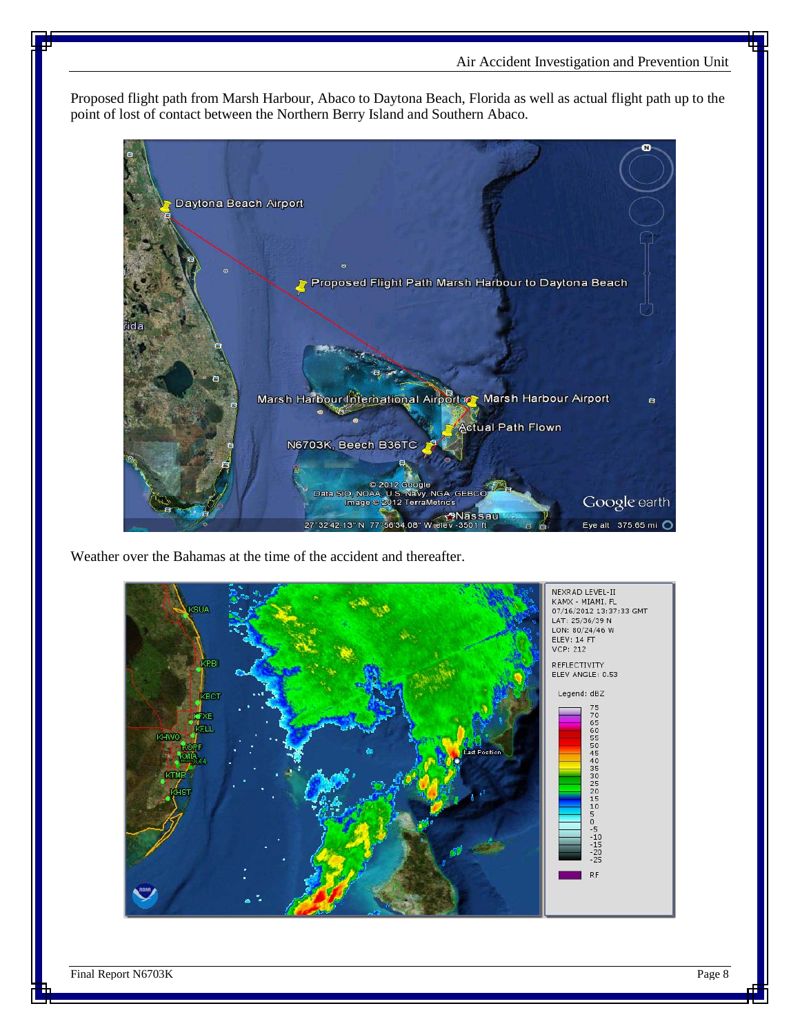Proposed flight path from Marsh Harbour, Abaco to Daytona Beach, Florida as well as actual flight path up to the point of lost of contact between the Northern Berry Island and Southern Abaco.

Weather over the Bahamas at the time of the accident and thereafter.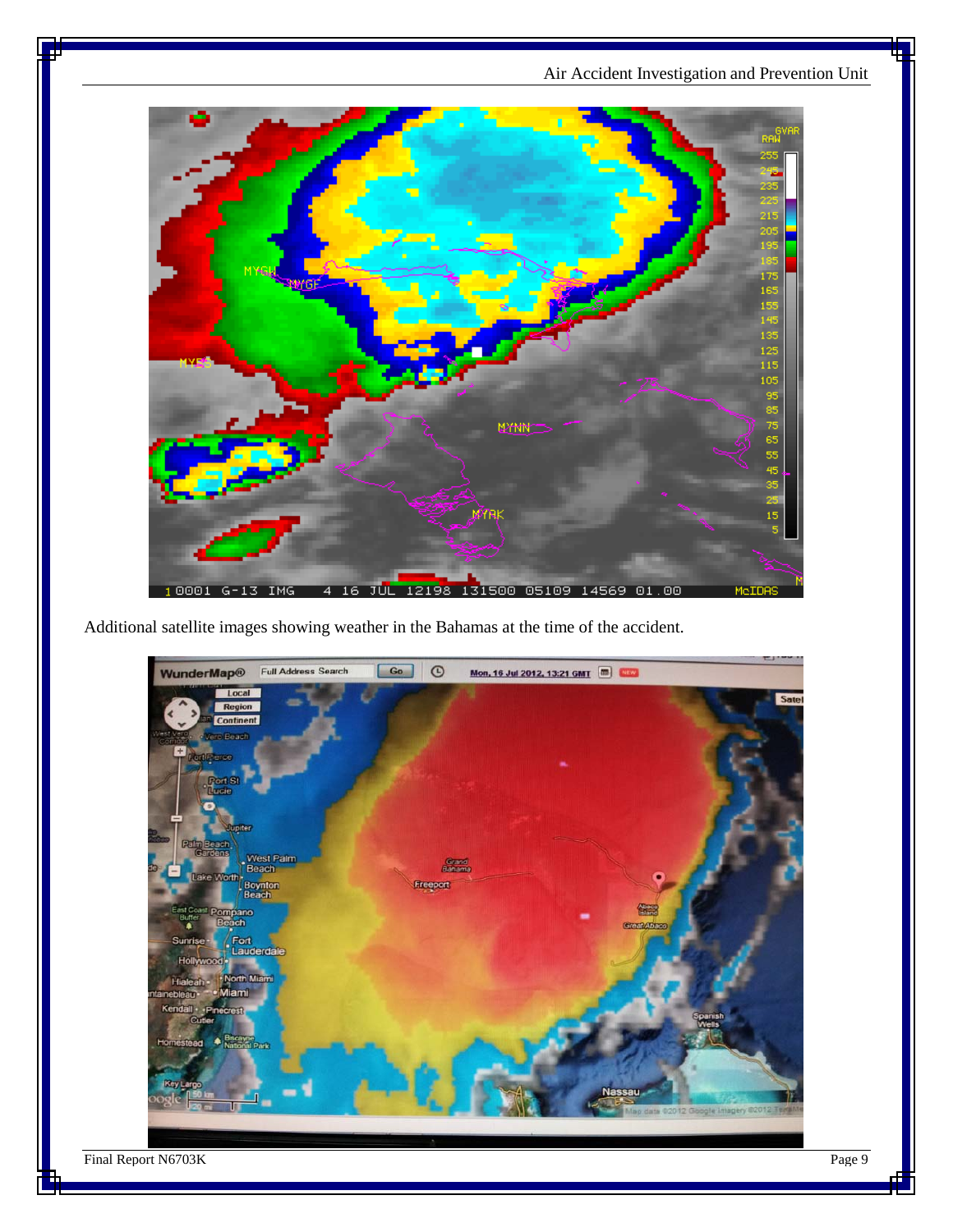Additional satellite images showing weather in the Bahamas at the time of the accident.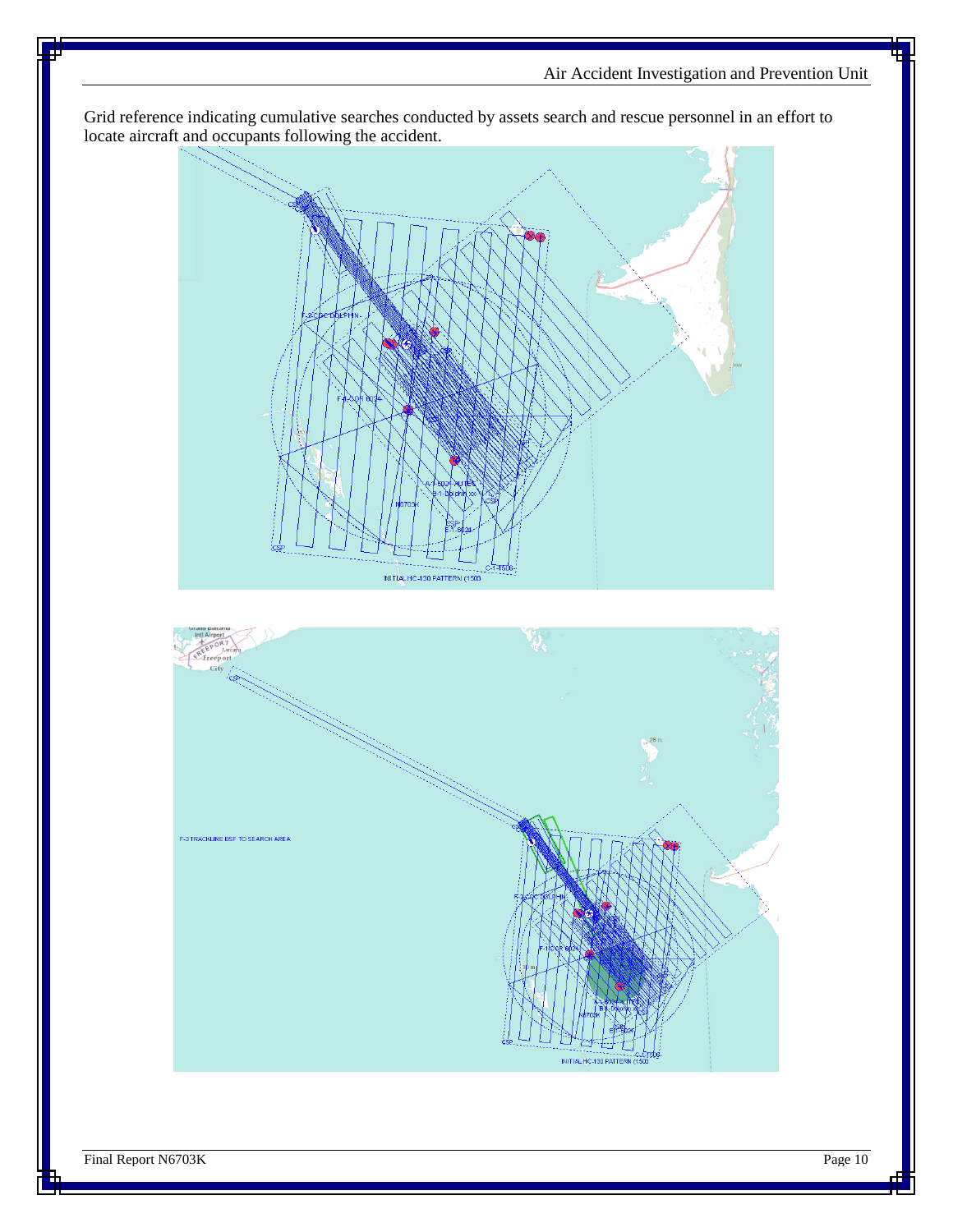Grid reference indicating cumulative searches conducted by assets search and rescue personnel in an effort to locate aircraft and occupants following the accident.

F-2 CG DOLPHIN

F-4 CGR 6024

A-1 6024 (NUTES)

B-1 Dolphin

N6703K

CSP

E-1 6024

C-1 1500

INITIAL HC-130 PATTERN (1500

Grand Bahama Intl Airport

FREEPORT

Lucaya

Freeport City

28 m

F-3 TRACKLINE BSF TO SEARCH AREA

F-3 CG DOLPHIN

F-1 CGR 6024

A-1 6024 (NUTES)

B-1 Dolphin

N6703K

CSP

E-1 6024

C-1 1500

INITIAL HC-130 PATTERN (1500